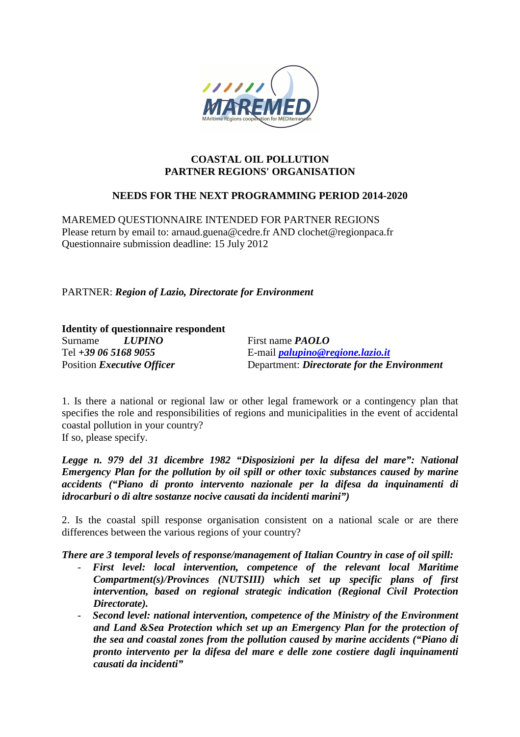# COASTAL OIL POLLUTION
# PARTNER REGIONS' ORGANISATION

## NEEDS FOR THE NEXT PROGRAMMING PERIOD 2014-2020

MAREMED QUESTIONNAIRE INTENDED FOR PARTNER REGIONS
Please return by email to: arnaud.guena@cedre.fr AND clochet@regionpaca.fr
Questionnaire submission deadline: 15 July 2012

PARTNER: ***Region of Lazio, Directorate for Environment***

**Identity of questionnaire respondent**

Surname ***LUPINO***
First name ***PAOLO***
Tel ***+39 06 5168 9055***
E-mail ***palupino@regione.lazio.it***
Position ***Executive Officer***
Department: ***Directorate for the Environment***

1. Is there a national or regional law or other legal framework or a contingency plan that specifies the role and responsibilities of regions and municipalities in the event of accidental coastal pollution in your country?
If so, please specify.

***Legge n. 979 del 31 dicembre 1982 "Disposizioni per la difesa del mare": National Emergency Plan for the pollution by oil spill or other toxic substances caused by marine accidents ("Piano di pronto intervento nazionale per la difesa da inquinamenti di idrocarburi o di altre sostanze nocive causati da incidenti marini")***

2. Is the coastal spill response organisation consistent on a national scale or are there differences between the various regions of your country?

***There are 3 temporal levels of response/management of Italian Country in case of oil spill:***

- ***First level: local intervention, competence of the relevant local Maritime Compartment(s)/Provinces (NUTSIII) which set up specific plans of first intervention, based on regional strategic indication (Regional Civil Protection Directorate).***
- ***Second level: national intervention, competence of the Ministry of the Environment and Land &Sea Protection which set up an Emergency Plan for the protection of the sea and coastal zones from the pollution caused by marine accidents ("Piano di pronto intervento per la difesa del mare e delle zone costiere dagli inquinamenti causati da incidenti"***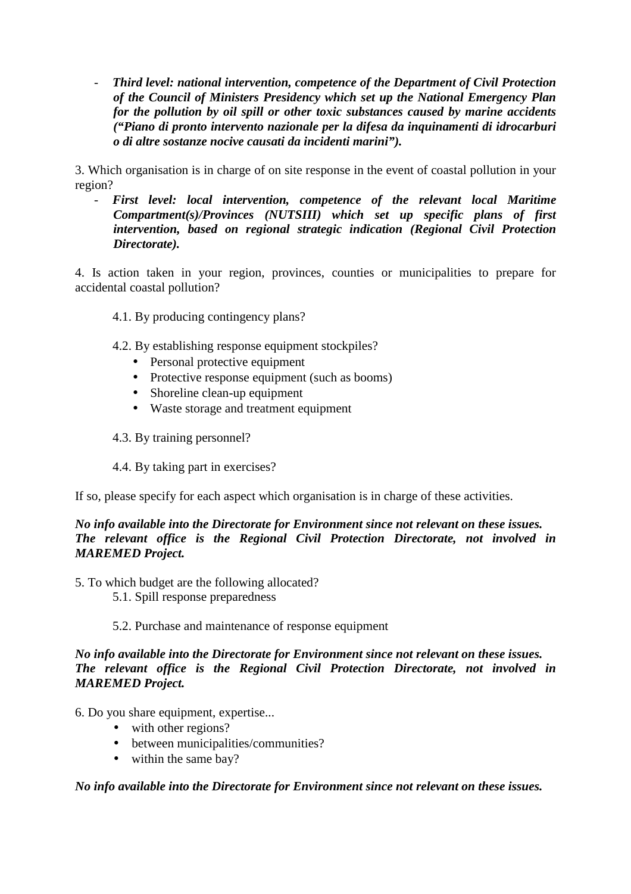- ***Third level: national intervention, competence of the Department of Civil Protection of the Council of Ministers Presidency which set up the National Emergency Plan for the pollution by oil spill or other toxic substances caused by marine accidents ("Piano di pronto intervento nazionale per la difesa da inquinamenti di idrocarburi o di altre sostanze nocive causati da incidenti marini").***

3. Which organisation is in charge of on site response in the event of coastal pollution in your region?

- ***First level: local intervention, competence of the relevant local Maritime Compartment(s)/Provinces (NUTSIII) which set up specific plans of first intervention, based on regional strategic indication (Regional Civil Protection Directorate).***

4. Is action taken in your region, provinces, counties or municipalities to prepare for accidental coastal pollution?

   4.1. By producing contingency plans?

   4.2. By establishing response equipment stockpiles?
   - Personal protective equipment
   - Protective response equipment (such as booms)
   - Shoreline clean-up equipment
   - Waste storage and treatment equipment

   4.3. By training personnel?

   4.4. By taking part in exercises?

If so, please specify for each aspect which organisation is in charge of these activities.

***No info available into the Directorate for Environment since not relevant on these issues. The relevant office is the Regional Civil Protection Directorate, not involved in MAREMED Project.***

5. To which budget are the following allocated?

   5.1. Spill response preparedness

   5.2. Purchase and maintenance of response equipment

***No info available into the Directorate for Environment since not relevant on these issues. The relevant office is the Regional Civil Protection Directorate, not involved in MAREMED Project.***

6. Do you share equipment, expertise...
   - with other regions?
   - between municipalities/communities?
   - within the same bay?

***No info available into the Directorate for Environment since not relevant on these issues.***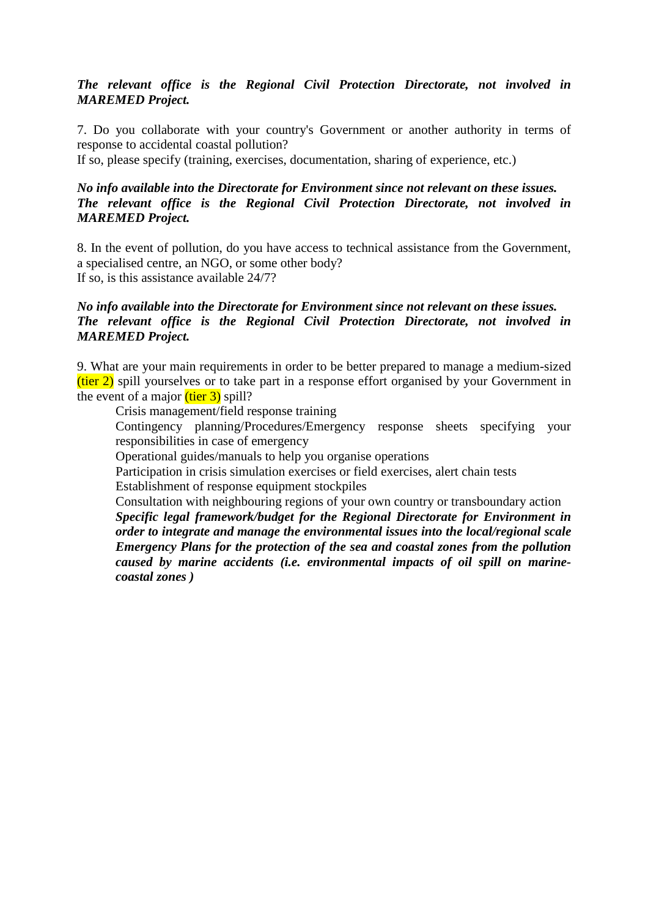***The relevant office is the Regional Civil Protection Directorate, not involved in MAREMED Project.***

7. Do you collaborate with your country's Government or another authority in terms of response to accidental coastal pollution?
If so, please specify (training, exercises, documentation, sharing of experience, etc.)

***No info available into the Directorate for Environment since not relevant on these issues. The relevant office is the Regional Civil Protection Directorate, not involved in MAREMED Project.***

8. In the event of pollution, do you have access to technical assistance from the Government, a specialised centre, an NGO, or some other body?
If so, is this assistance available 24/7?

***No info available into the Directorate for Environment since not relevant on these issues. The relevant office is the Regional Civil Protection Directorate, not involved in MAREMED Project.***

9. What are your main requirements in order to be better prepared to manage a medium-sized (tier 2) spill yourselves or to take part in a response effort organised by your Government in the event of a major (tier 3) spill?

- Crisis management/field response training
- Contingency planning/Procedures/Emergency response sheets specifying your responsibilities in case of emergency
- Operational guides/manuals to help you organise operations
- Participation in crisis simulation exercises or field exercises, alert chain tests
- Establishment of response equipment stockpiles
- Consultation with neighbouring regions of your own country or transboundary action
- ***Specific legal framework/budget for the Regional Directorate for Environment in order to integrate and manage the environmental issues into the local/regional scale Emergency Plans for the protection of the sea and coastal zones from the pollution caused by marine accidents (i.e. environmental impacts of oil spill on marine-coastal zones )***